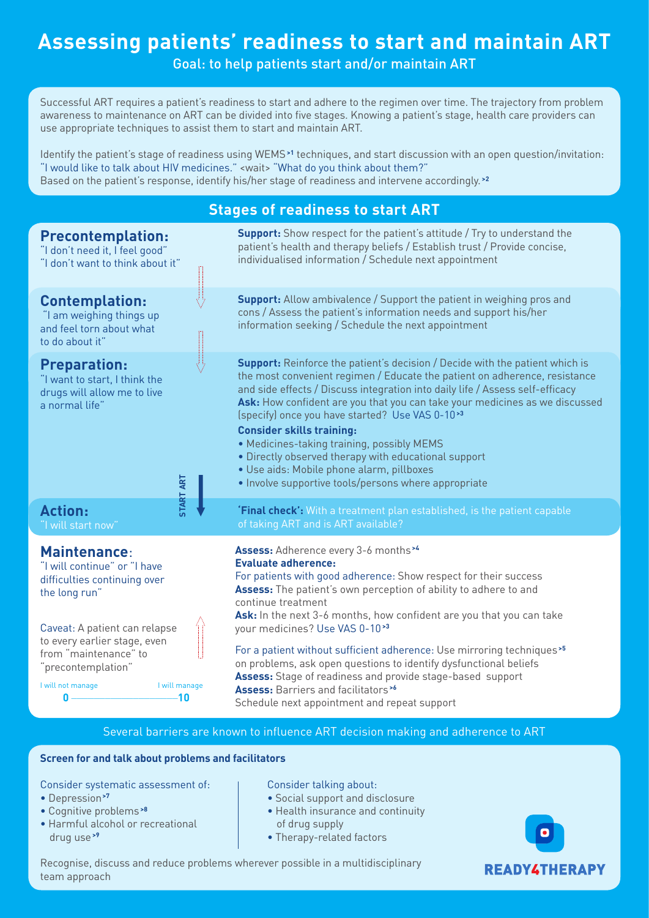# Assessing patients' readiness to start and maintain ART

Goal: to help patients start and/or maintain ART

Successful ART requires a patient's readiness to start and adhere to the regimen over time. The trajectory from problem awareness to maintenance on ART can be divided into five stages. Knowing a patient's stage, health care providers can use appropriate techniques to assist them to start and maintain ART.

Identify the patient's stage of readiness using WEMS[1] techniques, and start discussion with an open question/invitation: "I would like to talk about HIV medicines." <wait> "What do you think about them?"
Based on the patient's response, identify his/her stage of readiness and intervene accordingly.[2]

## Stages of readiness to start ART

### Precontemplation:

"I don't need it, I feel good"
"I don't want to think about it"

**Support:** Show respect for the patient's attitude / Try to understand the patient's health and therapy beliefs / Establish trust / Provide concise, individualised information / Schedule next appointment

### Contemplation:

"I am weighing things up and feel torn about what to do about it"

**Support:** Allow ambivalence / Support the patient in weighing pros and cons / Assess the patient's information needs and support his/her information seeking / Schedule the next appointment

### Preparation:

"I want to start, I think the drugs will allow me to live a normal life"

**Support:** Reinforce the patient's decision / Decide with the patient which is the most convenient regimen / Educate the patient on adherence, resistance and side effects / Discuss integration into daily life / Assess self-efficacy
**Ask:** How confident are you that you can take your medicines as we discussed (specify) once you have started? Use VAS 0-10[3]

**Consider skills training:**

- Medicines-taking training, possibly MEMS
- Directly observed therapy with educational support
- Use aids: Mobile phone alarm, pillboxes
- Involve supportive tools/persons where appropriate

START ART

### Action:

"I will start now"

**'Final check':** With a treatment plan established, is the patient capable of taking ART and is ART available?

### Maintenance:

"I will continue" or "I have difficulties continuing over the long run"

Caveat: A patient can relapse to every earlier stage, even from "maintenance" to "precontemplation"

I will not manage 0 —— 10 I will manage

**Assess:** Adherence every 3-6 months[4]
**Evaluate adherence:**
For patients with good adherence: Show respect for their success
**Assess:** The patient's own perception of ability to adhere to and continue treatment
**Ask:** In the next 3-6 months, how confident are you that you can take your medicines? Use VAS 0-10[3]

For a patient without sufficient adherence: Use mirroring techniques[5] on problems, ask open questions to identify dysfunctional beliefs
**Assess:** Stage of readiness and provide stage-based support
**Assess:** Barriers and facilitators[6]
Schedule next appointment and repeat support

Several barriers are known to influence ART decision making and adherence to ART

**Screen for and talk about problems and facilitators**

Consider systematic assessment of:

- Depression[7]
- Cognitive problems[8]
- Harmful alcohol or recreational drug use[9]

Consider talking about:

- Social support and disclosure
- Health insurance and continuity of drug supply
- Therapy-related factors

Recognise, discuss and reduce problems wherever possible in a multidisciplinary team approach

READY4THERAPY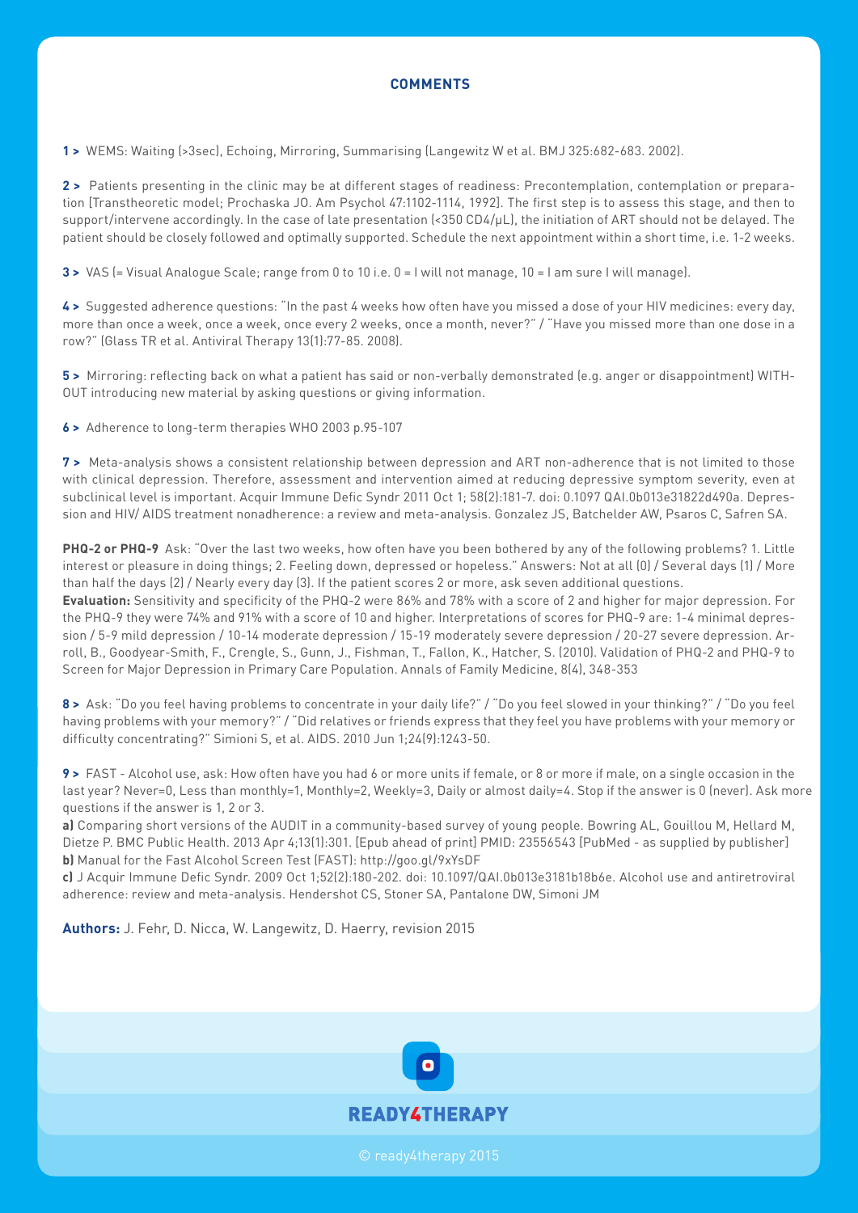## COMMENTS

**1 >** WEMS: Waiting (>3sec), Echoing, Mirroring, Summarising (Langewitz W et al. BMJ 325:682-683. 2002).

**2 >** Patients presenting in the clinic may be at different stages of readiness: Precontemplation, contemplation or preparation (Transtheoretic model; Prochaska JO. Am Psychol 47:1102-1114, 1992). The first step is to assess this stage, and then to support/intervene accordingly. In the case of late presentation (<350 CD4/μL), the initiation of ART should not be delayed. The patient should be closely followed and optimally supported. Schedule the next appointment within a short time, i.e. 1-2 weeks.

**3 >** VAS (= Visual Analogue Scale; range from 0 to 10 i.e. 0 = I will not manage, 10 = I am sure I will manage).

**4 >** Suggested adherence questions: "In the past 4 weeks how often have you missed a dose of your HIV medicines: every day, more than once a week, once a week, once every 2 weeks, once a month, never?" / "Have you missed more than one dose in a row?" (Glass TR et al. Antiviral Therapy 13(1):77-85. 2008).

**5 >** Mirroring: reflecting back on what a patient has said or non-verbally demonstrated (e.g. anger or disappointment) WITHOUT introducing new material by asking questions or giving information.

**6 >** Adherence to long-term therapies WHO 2003 p.95-107

**7 >** Meta-analysis shows a consistent relationship between depression and ART non-adherence that is not limited to those with clinical depression. Therefore, assessment and intervention aimed at reducing depressive symptom severity, even at subclinical level is important. Acquir Immune Defic Syndr 2011 Oct 1; 58(2):181-7. doi: 0.1097 QAI.0b013e31822d490a. Depression and HIV/ AIDS treatment nonadherence: a review and meta-analysis. Gonzalez JS, Batchelder AW, Psaros C, Safren SA.

**PHQ-2 or PHQ-9** Ask: "Over the last two weeks, how often have you been bothered by any of the following problems? 1. Little interest or pleasure in doing things; 2. Feeling down, depressed or hopeless." Answers: Not at all (0) / Several days (1) / More than half the days (2) / Nearly every day (3). If the patient scores 2 or more, ask seven additional questions.
**Evaluation:** Sensitivity and specificity of the PHQ-2 were 86% and 78% with a score of 2 and higher for major depression. For the PHQ-9 they were 74% and 91% with a score of 10 and higher. Interpretations of scores for PHQ-9 are: 1-4 minimal depression / 5-9 mild depression / 10-14 moderate depression / 15-19 moderately severe depression / 20-27 severe depression. Arroll, B., Goodyear-Smith, F., Crengle, S., Gunn, J., Fishman, T., Fallon, K., Hatcher, S. (2010). Validation of PHQ-2 and PHQ-9 to Screen for Major Depression in Primary Care Population. Annals of Family Medicine, 8(4), 348-353

**8 >** Ask: "Do you feel having problems to concentrate in your daily life?" / "Do you feel slowed in your thinking?" / "Do you feel having problems with your memory?" / "Did relatives or friends express that they feel you have problems with your memory or difficulty concentrating?" Simioni S, et al. AIDS. 2010 Jun 1;24(9):1243-50.

**9 >** FAST - Alcohol use, ask: How often have you had 6 or more units if female, or 8 or more if male, on a single occasion in the last year? Never=0, Less than monthly=1, Monthly=2, Weekly=3, Daily or almost daily=4. Stop if the answer is 0 (never). Ask more questions if the answer is 1, 2 or 3.
**a)** Comparing short versions of the AUDIT in a community-based survey of young people. Bowring AL, Gouillou M, Hellard M, Dietze P. BMC Public Health. 2013 Apr 4;13(1):301. [Epub ahead of print] PMID: 23556543 [PubMed - as supplied by publisher]
**b)** Manual for the Fast Alcohol Screen Test (FAST): http://goo.gl/9xYsDF
**c)** J Acquir Immune Defic Syndr. 2009 Oct 1;52(2):180-202. doi: 10.1097/QAI.0b013e3181b18b6e. Alcohol use and antiretroviral adherence: review and meta-analysis. Hendershot CS, Stoner SA, Pantalone DW, Simoni JM

**Authors:** J. Fehr, D. Nicca, W. Langewitz, D. Haerry, revision 2015

READY4THERAPY

© ready4therapy 2015